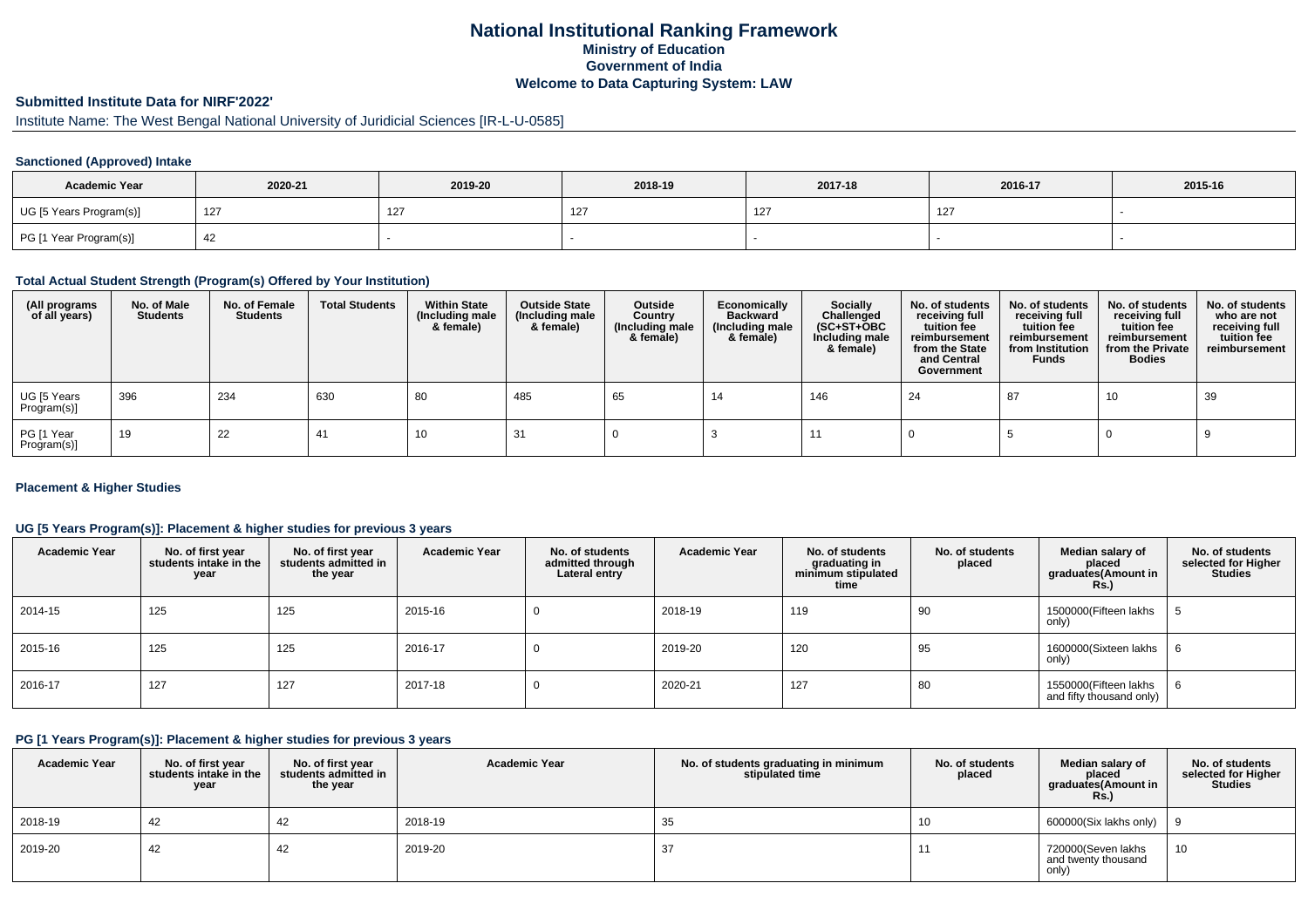# National Institutional Ranking Framework
## Ministry of Education
## Government of India
## Welcome to Data Capturing System: LAW

### Submitted Institute Data for NIRF'2022'

Institute Name: The West Bengal National University of Juridicial Sciences [IR-L-U-0585]

#### Sanctioned (Approved) Intake

| Academic Year | 2020-21 | 2019-20 | 2018-19 | 2017-18 | 2016-17 | 2015-16 |
|---|---|---|---|---|---|---|
| UG [5 Years Program(s)] | 127 | 127 | 127 | 127 | 127 | - |
| PG [1 Year Program(s)] | 42 | - | - | - | - | - |

#### Total Actual Student Strength (Program(s) Offered by Your Institution)

| (All programs of all years) | No. of Male Students | No. of Female Students | Total Students | Within State (Including male & female) | Outside State (Including male & female) | Outside Country (Including male & female) | Economically Backward (Including male & female) | Socially Challenged (SC+ST+OBC Including male & female) | No. of students receiving full tuition fee reimbursement from the State and Central Government | No. of students receiving full tuition fee reimbursement from Institution Funds | No. of students receiving full tuition fee reimbursement from the Private Bodies | No. of students who are not receiving full tuition fee reimbursement |
|---|---|---|---|---|---|---|---|---|---|---|---|---|
| UG [5 Years Program(s)] | 396 | 234 | 630 | 80 | 485 | 65 | 14 | 146 | 24 | 87 | 10 | 39 |
| PG [1 Year Program(s)] | 19 | 22 | 41 | 10 | 31 | 0 | 3 | 11 | 0 | 5 | 0 | 9 |

#### Placement & Higher Studies

#### UG [5 Years Program(s)]: Placement & higher studies for previous 3 years

| Academic Year | No. of first year students intake in the year | No. of first year students admitted in the year | Academic Year | No. of students admitted through Lateral entry | Academic Year | No. of students graduating in minimum stipulated time | No. of students placed | Median salary of placed graduates(Amount in Rs.) | No. of students selected for Higher Studies |
|---|---|---|---|---|---|---|---|---|---|
| 2014-15 | 125 | 125 | 2015-16 | 0 | 2018-19 | 119 | 90 | 1500000(Fifteen lakhs only) | 5 |
| 2015-16 | 125 | 125 | 2016-17 | 0 | 2019-20 | 120 | 95 | 1600000(Sixteen lakhs only) | 6 |
| 2016-17 | 127 | 127 | 2017-18 | 0 | 2020-21 | 127 | 80 | 1550000(Fifteen lakhs and fifty thousand only) | 6 |

#### PG [1 Years Program(s)]: Placement & higher studies for previous 3 years

| Academic Year | No. of first year students intake in the year | No. of first year students admitted in the year | Academic Year | No. of students graduating in minimum stipulated time | No. of students placed | Median salary of placed graduates(Amount in Rs.) | No. of students selected for Higher Studies |
|---|---|---|---|---|---|---|---|
| 2018-19 | 42 | 42 | 2018-19 | 35 | 10 | 600000(Six lakhs only) | 9 |
| 2019-20 | 42 | 42 | 2019-20 | 37 | 11 | 720000(Seven lakhs and twenty thousand only) | 10 |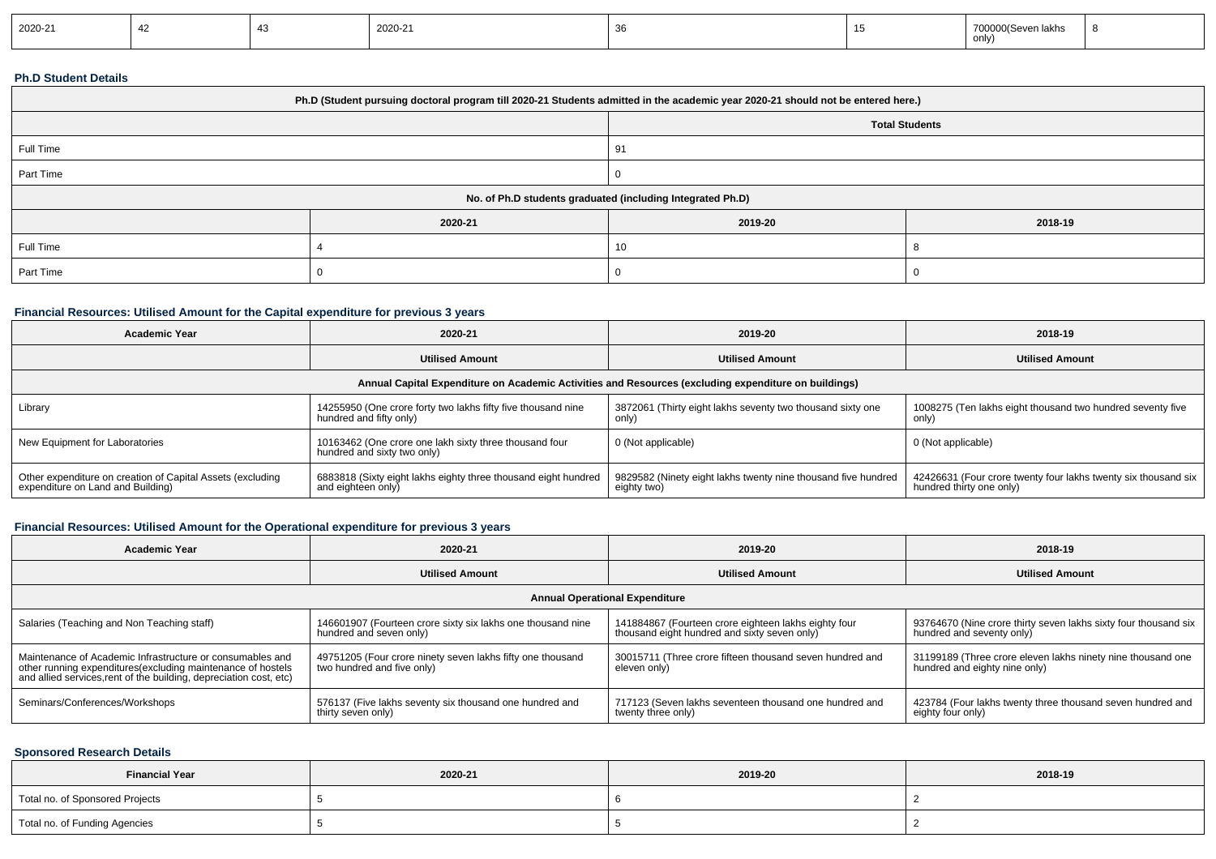| 2020-21 | 42 | 43 | 2020-21 | 36 | 15 | 700000(Seven lakhs only) | 8 |
|---|---|---|---|---|---|---|---|

### Ph.D Student Details

| Ph.D (Student pursuing doctoral program till 2020-21 Students admitted in the academic year 2020-21 should not be entered here.) | | |
|---|---|---|
| | Total Students | |
| Full Time | 91 | |
| Part Time | 0 | |
| No. of Ph.D students graduated (including Integrated Ph.D) | | |
| | 2020-21 | 2019-20 | 2018-19 |
| Full Time | 4 | 10 | 8 |
| Part Time | 0 | 0 | 0 |

### Financial Resources: Utilised Amount for the Capital expenditure for previous 3 years

| Academic Year | 2020-21 | 2019-20 | 2018-19 |
|---|---|---|---|
| | Utilised Amount | Utilised Amount | Utilised Amount |
| Annual Capital Expenditure on Academic Activities and Resources (excluding expenditure on buildings) | | | |
| Library | 14255950 (One crore forty two lakhs fifty five thousand nine hundred and fifty only) | 3872061 (Thirty eight lakhs seventy two thousand sixty one only) | 1008275 (Ten lakhs eight thousand two hundred seventy five only) |
| New Equipment for Laboratories | 10163462 (One crore one lakh sixty three thousand four hundred and sixty two only) | 0 (Not applicable) | 0 (Not applicable) |
| Other expenditure on creation of Capital Assets (excluding expenditure on Land and Building) | 6883818 (Sixty eight lakhs eighty three thousand eight hundred and eighteen only) | 9829582 (Ninety eight lakhs twenty nine thousand five hundred eighty two) | 42426631 (Four crore twenty four lakhs twenty six thousand six hundred thirty one only) |

### Financial Resources: Utilised Amount for the Operational expenditure for previous 3 years

| Academic Year | 2020-21 | 2019-20 | 2018-19 |
|---|---|---|---|
| | Utilised Amount | Utilised Amount | Utilised Amount |
| Annual Operational Expenditure | | | |
| Salaries (Teaching and Non Teaching staff) | 146601907 (Fourteen crore sixty six lakhs one thousand nine hundred and seven only) | 141884867 (Fourteen crore eighteen lakhs eighty four thousand eight hundred and sixty seven only) | 93764670 (Nine crore thirty seven lakhs sixty four thousand six hundred and seventy only) |
| Maintenance of Academic Infrastructure or consumables and other running expenditures(excluding maintenance of hostels and allied services,rent of the building, depreciation cost, etc) | 49751205 (Four crore ninety seven lakhs fifty one thousand two hundred and five only) | 30015711 (Three crore fifteen thousand seven hundred and eleven only) | 31199189 (Three crore eleven lakhs ninety nine thousand one hundred and eighty nine only) |
| Seminars/Conferences/Workshops | 576137 (Five lakhs seventy six thousand one hundred and thirty seven only) | 717123 (Seven lakhs seventeen thousand one hundred and twenty three only) | 423784 (Four lakhs twenty three thousand seven hundred and eighty four only) |

### Sponsored Research Details

| Financial Year | 2020-21 | 2019-20 | 2018-19 |
|---|---|---|---|
| Total no. of Sponsored Projects | 5 | 6 | 2 |
| Total no. of Funding Agencies | 5 | 5 | 2 |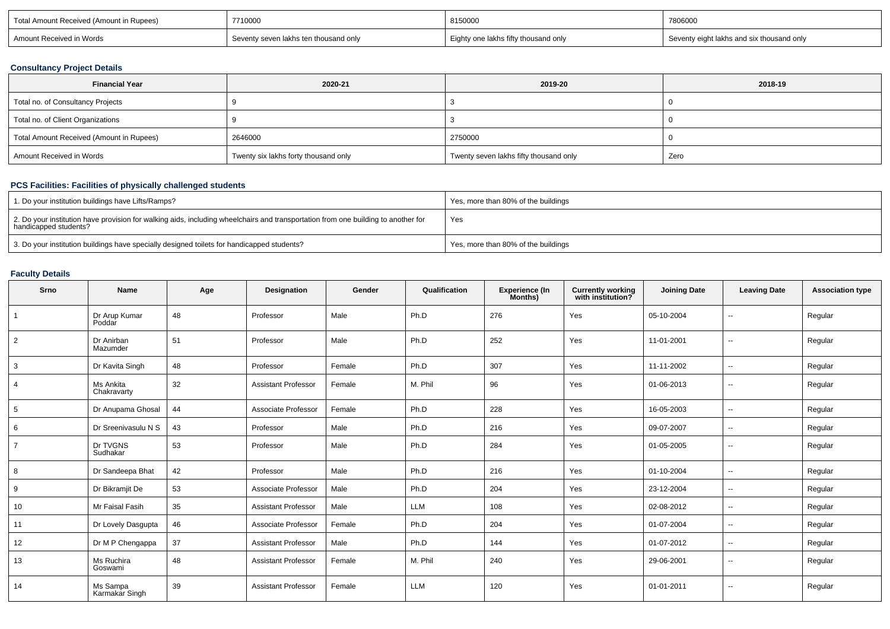| Total Amount Received (Amount in Rupees) | 7710000 | 8150000 | 7806000 |
|---|---|---|---|
| Amount Received in Words | Seventy seven lakhs ten thousand only | Eighty one lakhs fifty thousand only | Seventy eight lakhs and six thousand only |

### Consultancy Project Details

| Financial Year | 2020-21 | 2019-20 | 2018-19 |
|---|---|---|---|
| Total no. of Consultancy Projects | 9 | 3 | 0 |
| Total no. of Client Organizations | 9 | 3 | 0 |
| Total Amount Received (Amount in Rupees) | 2646000 | 2750000 | 0 |
| Amount Received in Words | Twenty six lakhs forty thousand only | Twenty seven lakhs fifty thousand only | Zero |

### PCS Facilities: Facilities of physically challenged students

| | |
|---|---|
| 1. Do your institution buildings have Lifts/Ramps? | Yes, more than 80% of the buildings |
| 2. Do your institution have provision for walking aids, including wheelchairs and transportation from one building to another for handicapped students? | Yes |
| 3. Do your institution buildings have specially designed toilets for handicapped students? | Yes, more than 80% of the buildings |

### Faculty Details

| Srno | Name | Age | Designation | Gender | Qualification | Experience (In Months) | Currently working with institution? | Joining Date | Leaving Date | Association type |
|---|---|---|---|---|---|---|---|---|---|---|
| 1 | Dr Arup Kumar Poddar | 48 | Professor | Male | Ph.D | 276 | Yes | 05-10-2004 | -- | Regular |
| 2 | Dr Anirban Mazumder | 51 | Professor | Male | Ph.D | 252 | Yes | 11-01-2001 | -- | Regular |
| 3 | Dr Kavita Singh | 48 | Professor | Female | Ph.D | 307 | Yes | 11-11-2002 | -- | Regular |
| 4 | Ms Ankita Chakravarty | 32 | Assistant Professor | Female | M. Phil | 96 | Yes | 01-06-2013 | -- | Regular |
| 5 | Dr Anupama Ghosal | 44 | Associate Professor | Female | Ph.D | 228 | Yes | 16-05-2003 | -- | Regular |
| 6 | Dr Sreenivasulu N S | 43 | Professor | Male | Ph.D | 216 | Yes | 09-07-2007 | -- | Regular |
| 7 | Dr TVGNS Sudhakar | 53 | Professor | Male | Ph.D | 284 | Yes | 01-05-2005 | -- | Regular |
| 8 | Dr Sandeepa Bhat | 42 | Professor | Male | Ph.D | 216 | Yes | 01-10-2004 | -- | Regular |
| 9 | Dr Bikramjit De | 53 | Associate Professor | Male | Ph.D | 204 | Yes | 23-12-2004 | -- | Regular |
| 10 | Mr Faisal Fasih | 35 | Assistant Professor | Male | LLM | 108 | Yes | 02-08-2012 | -- | Regular |
| 11 | Dr Lovely Dasgupta | 46 | Associate Professor | Female | Ph.D | 204 | Yes | 01-07-2004 | -- | Regular |
| 12 | Dr M P Chengappa | 37 | Assistant Professor | Male | Ph.D | 144 | Yes | 01-07-2012 | -- | Regular |
| 13 | Ms Ruchira Goswami | 48 | Assistant Professor | Female | M. Phil | 240 | Yes | 29-06-2001 | -- | Regular |
| 14 | Ms Sampa Karmakar Singh | 39 | Assistant Professor | Female | LLM | 120 | Yes | 01-01-2011 | -- | Regular |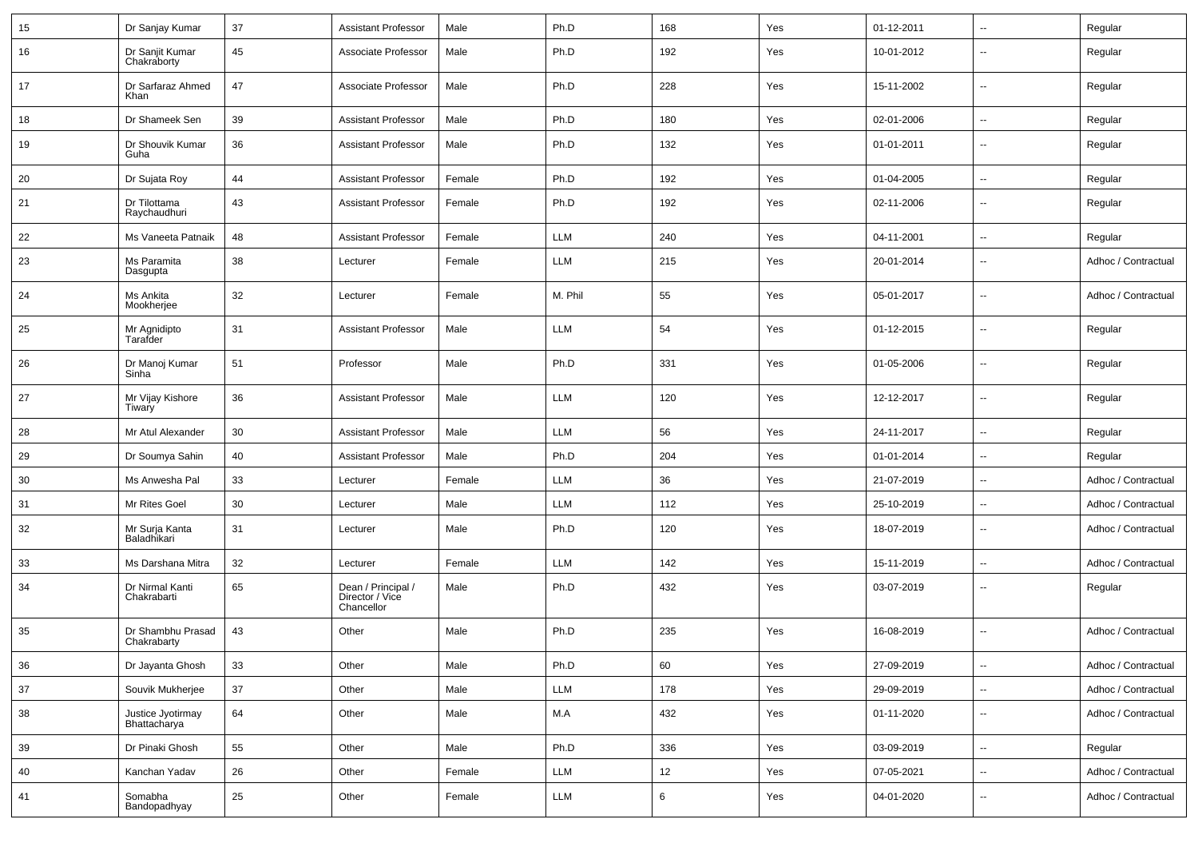| 15 | Dr Sanjay Kumar | 37 | Assistant Professor | Male | Ph.D | 168 | Yes | 01-12-2011 | -- | Regular |
|---|---|---|---|---|---|---|---|---|---|---|
| 16 | Dr Sanjit Kumar Chakraborty | 45 | Associate Professor | Male | Ph.D | 192 | Yes | 10-01-2012 | -- | Regular |
| 17 | Dr Sarfaraz Ahmed Khan | 47 | Associate Professor | Male | Ph.D | 228 | Yes | 15-11-2002 | -- | Regular |
| 18 | Dr Shameek Sen | 39 | Assistant Professor | Male | Ph.D | 180 | Yes | 02-01-2006 | -- | Regular |
| 19 | Dr Shouvik Kumar Guha | 36 | Assistant Professor | Male | Ph.D | 132 | Yes | 01-01-2011 | -- | Regular |
| 20 | Dr Sujata Roy | 44 | Assistant Professor | Female | Ph.D | 192 | Yes | 01-04-2005 | -- | Regular |
| 21 | Dr Tilottama Raychaudhuri | 43 | Assistant Professor | Female | Ph.D | 192 | Yes | 02-11-2006 | -- | Regular |
| 22 | Ms Vaneeta Patnaik | 48 | Assistant Professor | Female | LLM | 240 | Yes | 04-11-2001 | -- | Regular |
| 23 | Ms Paramita Dasgupta | 38 | Lecturer | Female | LLM | 215 | Yes | 20-01-2014 | -- | Adhoc / Contractual |
| 24 | Ms Ankita Mookherjee | 32 | Lecturer | Female | M. Phil | 55 | Yes | 05-01-2017 | -- | Adhoc / Contractual |
| 25 | Mr Agnidipto Tarafder | 31 | Assistant Professor | Male | LLM | 54 | Yes | 01-12-2015 | -- | Regular |
| 26 | Dr Manoj Kumar Sinha | 51 | Professor | Male | Ph.D | 331 | Yes | 01-05-2006 | -- | Regular |
| 27 | Mr Vijay Kishore Tiwary | 36 | Assistant Professor | Male | LLM | 120 | Yes | 12-12-2017 | -- | Regular |
| 28 | Mr Atul Alexander | 30 | Assistant Professor | Male | LLM | 56 | Yes | 24-11-2017 | -- | Regular |
| 29 | Dr Soumya Sahin | 40 | Assistant Professor | Male | Ph.D | 204 | Yes | 01-01-2014 | -- | Regular |
| 30 | Ms Anwesha Pal | 33 | Lecturer | Female | LLM | 36 | Yes | 21-07-2019 | -- | Adhoc / Contractual |
| 31 | Mr Rites Goel | 30 | Lecturer | Male | LLM | 112 | Yes | 25-10-2019 | -- | Adhoc / Contractual |
| 32 | Mr Surja Kanta Baladhikari | 31 | Lecturer | Male | Ph.D | 120 | Yes | 18-07-2019 | -- | Adhoc / Contractual |
| 33 | Ms Darshana Mitra | 32 | Lecturer | Female | LLM | 142 | Yes | 15-11-2019 | -- | Adhoc / Contractual |
| 34 | Dr Nirmal Kanti Chakrabarti | 65 | Dean / Principal / Director / Vice Chancellor | Male | Ph.D | 432 | Yes | 03-07-2019 | -- | Regular |
| 35 | Dr Shambhu Prasad Chakrabarty | 43 | Other | Male | Ph.D | 235 | Yes | 16-08-2019 | -- | Adhoc / Contractual |
| 36 | Dr Jayanta Ghosh | 33 | Other | Male | Ph.D | 60 | Yes | 27-09-2019 | -- | Adhoc / Contractual |
| 37 | Souvik Mukherjee | 37 | Other | Male | LLM | 178 | Yes | 29-09-2019 | -- | Adhoc / Contractual |
| 38 | Justice Jyotirmay Bhattacharya | 64 | Other | Male | M.A | 432 | Yes | 01-11-2020 | -- | Adhoc / Contractual |
| 39 | Dr Pinaki Ghosh | 55 | Other | Male | Ph.D | 336 | Yes | 03-09-2019 | -- | Regular |
| 40 | Kanchan Yadav | 26 | Other | Female | LLM | 12 | Yes | 07-05-2021 | -- | Adhoc / Contractual |
| 41 | Somabha Bandopadhyay | 25 | Other | Female | LLM | 6 | Yes | 04-01-2020 | -- | Adhoc / Contractual |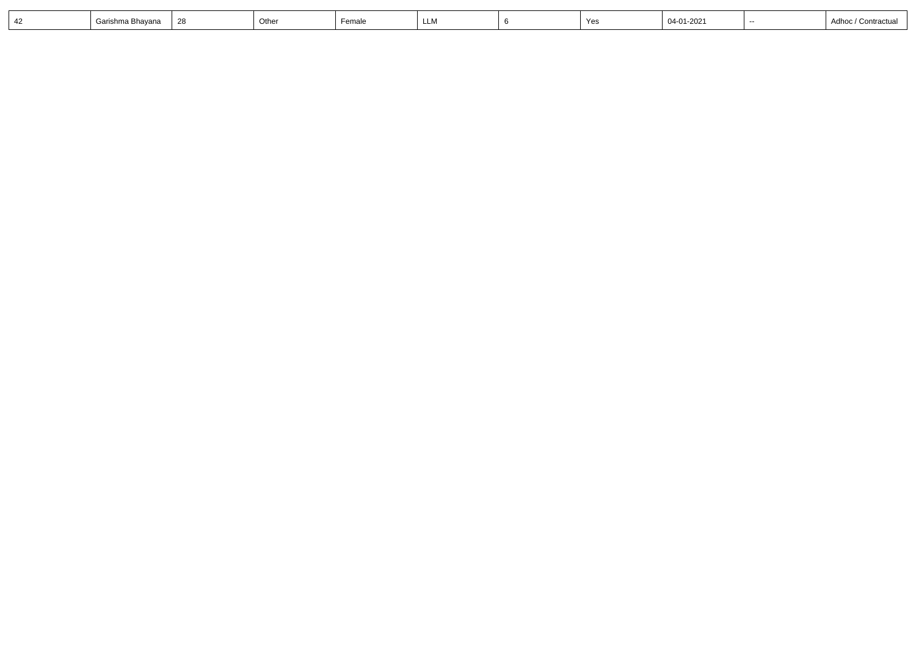| | | | | | | | | | | |
|---|---|---|---|---|---|---|---|---|---|---|
| 42 | Garishma Bhayana | 28 | Other | Female | LLM | 6 | Yes | 04-01-2021 | -- | Adhoc / Contractual |